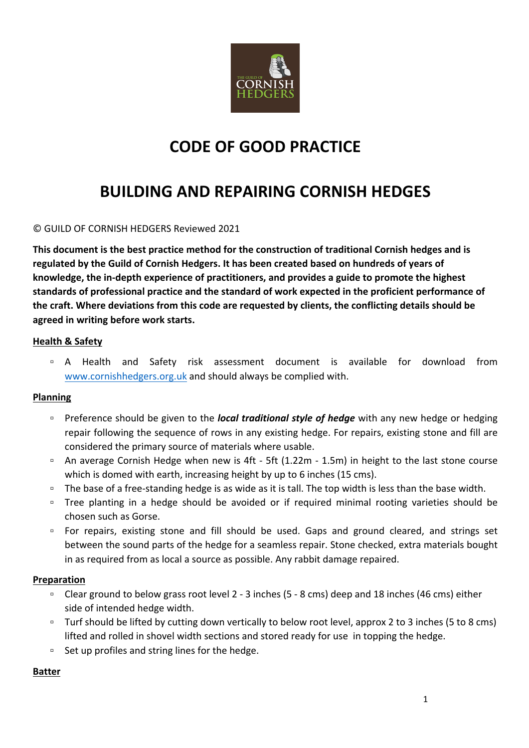# CODE OF GOOD PRACTICE

# BUILDING AND REPAIRING CORNISH HEDGES

© GUILD OF CORNISH HEDGERS Reviewed 2021

**This document is the best practice method for the construction of traditional Cornish hedges and is regulated by the Guild of Cornish Hedgers. It has been created based on hundreds of years of knowledge, the in-depth experience of practitioners, and provides a guide to promote the highest standards of professional practice and the standard of work expected in the proficient performance of the craft. Where deviations from this code are requested by clients, the conflicting details should be agreed in writing before work starts.**

## Health & Safety

- A Health and Safety risk assessment document is available for download from www.cornishhedgers.org.uk and should always be complied with.

## Planning

- Preference should be given to the ***local traditional style of hedge*** with any new hedge or hedging repair following the sequence of rows in any existing hedge. For repairs, existing stone and fill are considered the primary source of materials where usable.
- An average Cornish Hedge when new is 4ft - 5ft (1.22m - 1.5m) in height to the last stone course which is domed with earth, increasing height by up to 6 inches (15 cms).
- The base of a free-standing hedge is as wide as it is tall. The top width is less than the base width.
- Tree planting in a hedge should be avoided or if required minimal rooting varieties should be chosen such as Gorse.
- For repairs, existing stone and fill should be used. Gaps and ground cleared, and strings set between the sound parts of the hedge for a seamless repair. Stone checked, extra materials bought in as required from as local a source as possible. Any rabbit damage repaired.

## Preparation

- Clear ground to below grass root level 2 - 3 inches (5 - 8 cms) deep and 18 inches (46 cms) either side of intended hedge width.
- Turf should be lifted by cutting down vertically to below root level, approx 2 to 3 inches (5 to 8 cms) lifted and rolled in shovel width sections and stored ready for use in topping the hedge.
- Set up profiles and string lines for the hedge.

## Batter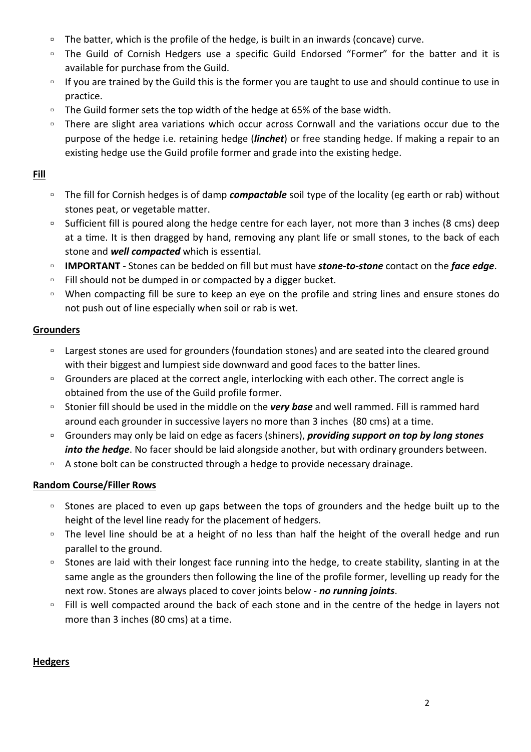- The batter, which is the profile of the hedge, is built in an inwards (concave) curve.
- The Guild of Cornish Hedgers use a specific Guild Endorsed "Former" for the batter and it is available for purchase from the Guild.
- If you are trained by the Guild this is the former you are taught to use and should continue to use in practice.
- The Guild former sets the top width of the hedge at 65% of the base width.
- There are slight area variations which occur across Cornwall and the variations occur due to the purpose of the hedge i.e. retaining hedge (***linchet***) or free standing hedge. If making a repair to an existing hedge use the Guild profile former and grade into the existing hedge.

## Fill

- The fill for Cornish hedges is of damp ***compactable*** soil type of the locality (eg earth or rab) without stones peat, or vegetable matter.
- Sufficient fill is poured along the hedge centre for each layer, not more than 3 inches (8 cms) deep at a time. It is then dragged by hand, removing any plant life or small stones, to the back of each stone and ***well compacted*** which is essential.
- **IMPORTANT** - Stones can be bedded on fill but must have ***stone-to-stone*** contact on the ***face edge***.
- Fill should not be dumped in or compacted by a digger bucket.
- When compacting fill be sure to keep an eye on the profile and string lines and ensure stones do not push out of line especially when soil or rab is wet.

## Grounders

- Largest stones are used for grounders (foundation stones) and are seated into the cleared ground with their biggest and lumpiest side downward and good faces to the batter lines.
- Grounders are placed at the correct angle, interlocking with each other. The correct angle is obtained from the use of the Guild profile former.
- Stonier fill should be used in the middle on the ***very base*** and well rammed. Fill is rammed hard around each grounder in successive layers no more than 3 inches (80 cms) at a time.
- Grounders may only be laid on edge as facers (shiners), ***providing support on top by long stones into the hedge***. No facer should be laid alongside another, but with ordinary grounders between.
- A stone bolt can be constructed through a hedge to provide necessary drainage.

## Random Course/Filler Rows

- Stones are placed to even up gaps between the tops of grounders and the hedge built up to the height of the level line ready for the placement of hedgers.
- The level line should be at a height of no less than half the height of the overall hedge and run parallel to the ground.
- Stones are laid with their longest face running into the hedge, to create stability, slanting in at the same angle as the grounders then following the line of the profile former, levelling up ready for the next row. Stones are always placed to cover joints below - ***no running joints***.
- Fill is well compacted around the back of each stone and in the centre of the hedge in layers not more than 3 inches (80 cms) at a time.

## Hedgers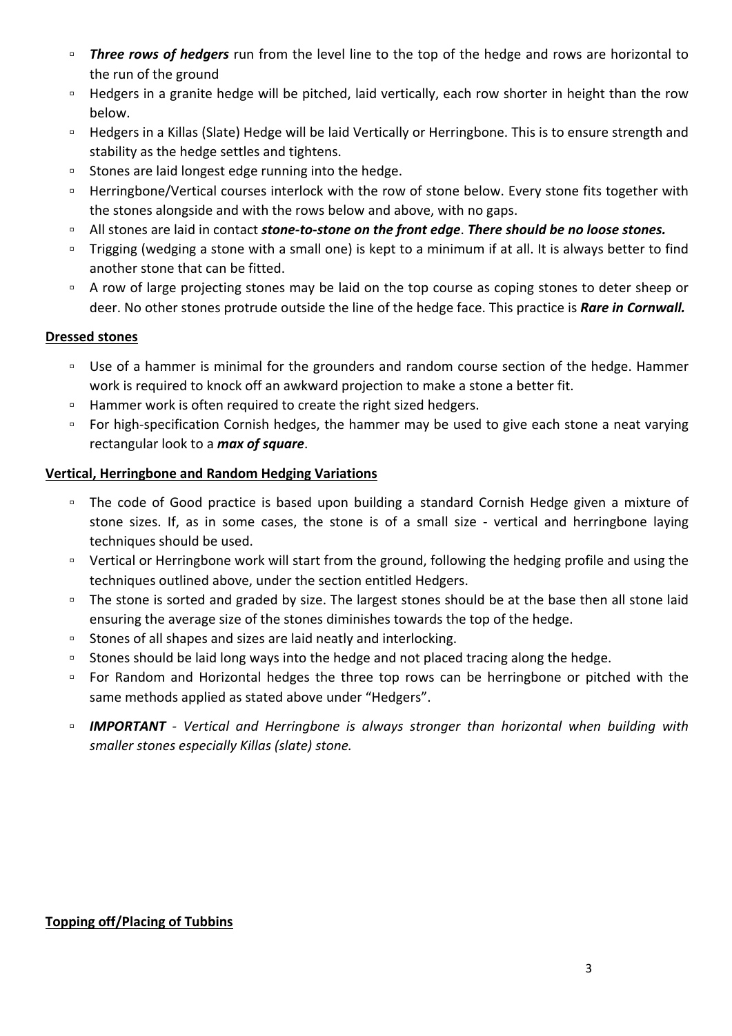- ***Three rows of hedgers*** run from the level line to the top of the hedge and rows are horizontal to the run of the ground
- Hedgers in a granite hedge will be pitched, laid vertically, each row shorter in height than the row below.
- Hedgers in a Killas (Slate) Hedge will be laid Vertically or Herringbone. This is to ensure strength and stability as the hedge settles and tightens.
- Stones are laid longest edge running into the hedge.
- Herringbone/Vertical courses interlock with the row of stone below. Every stone fits together with the stones alongside and with the rows below and above, with no gaps.
- All stones are laid in contact ***stone-to-stone on the front edge***. ***There should be no loose stones.***
- Trigging (wedging a stone with a small one) is kept to a minimum if at all. It is always better to find another stone that can be fitted.
- A row of large projecting stones may be laid on the top course as coping stones to deter sheep or deer. No other stones protrude outside the line of the hedge face. This practice is ***Rare in Cornwall.***

**Dressed stones**

- Use of a hammer is minimal for the grounders and random course section of the hedge. Hammer work is required to knock off an awkward projection to make a stone a better fit.
- Hammer work is often required to create the right sized hedgers.
- For high-specification Cornish hedges, the hammer may be used to give each stone a neat varying rectangular look to a ***max of square***.

**Vertical, Herringbone and Random Hedging Variations**

- The code of Good practice is based upon building a standard Cornish Hedge given a mixture of stone sizes. If, as in some cases, the stone is of a small size - vertical and herringbone laying techniques should be used.
- Vertical or Herringbone work will start from the ground, following the hedging profile and using the techniques outlined above, under the section entitled Hedgers.
- The stone is sorted and graded by size. The largest stones should be at the base then all stone laid ensuring the average size of the stones diminishes towards the top of the hedge.
- Stones of all shapes and sizes are laid neatly and interlocking.
- Stones should be laid long ways into the hedge and not placed tracing along the hedge.
- For Random and Horizontal hedges the three top rows can be herringbone or pitched with the same methods applied as stated above under "Hedgers".
- ***IMPORTANT*** *- Vertical and Herringbone is always stronger than horizontal when building with smaller stones especially Killas (slate) stone.*

**Topping off/Placing of Tubbins**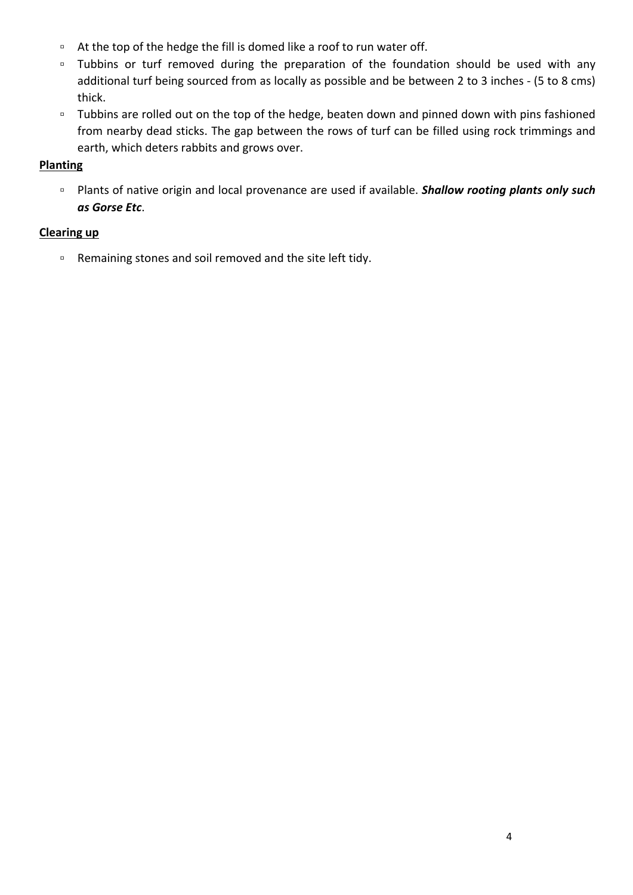- At the top of the hedge the fill is domed like a roof to run water off.
- Tubbins or turf removed during the preparation of the foundation should be used with any additional turf being sourced from as locally as possible and be between 2 to 3 inches - (5 to 8 cms) thick.
- Tubbins are rolled out on the top of the hedge, beaten down and pinned down with pins fashioned from nearby dead sticks. The gap between the rows of turf can be filled using rock trimmings and earth, which deters rabbits and grows over.

**Planting**

- Plants of native origin and local provenance are used if available. ***Shallow rooting plants only such as Gorse Etc***.

**Clearing up**

- Remaining stones and soil removed and the site left tidy.